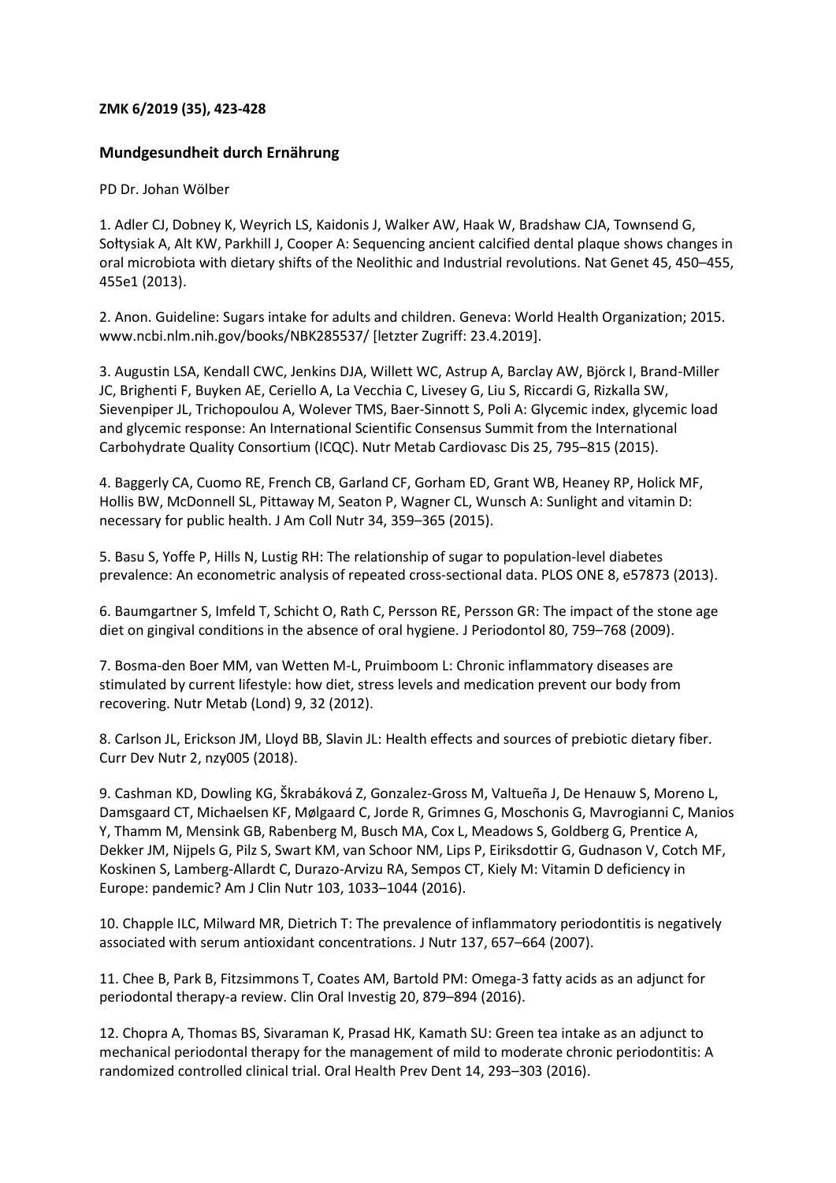**ZMK 6/2019 (35), 423-428**

## Mundgesundheit durch Ernährung

PD Dr. Johan Wölber

1. Adler CJ, Dobney K, Weyrich LS, Kaidonis J, Walker AW, Haak W, Bradshaw CJA, Townsend G, Sołtysiak A, Alt KW, Parkhill J, Cooper A: Sequencing ancient calcified dental plaque shows changes in oral microbiota with dietary shifts of the Neolithic and Industrial revolutions. Nat Genet 45, 450–455, 455e1 (2013).

2. Anon. Guideline: Sugars intake for adults and children. Geneva: World Health Organization; 2015. www.ncbi.nlm.nih.gov/books/NBK285537/ [letzter Zugriff: 23.4.2019].

3. Augustin LSA, Kendall CWC, Jenkins DJA, Willett WC, Astrup A, Barclay AW, Björck I, Brand-Miller JC, Brighenti F, Buyken AE, Ceriello A, La Vecchia C, Livesey G, Liu S, Riccardi G, Rizkalla SW, Sievenpiper JL, Trichopoulou A, Wolever TMS, Baer-Sinnott S, Poli A: Glycemic index, glycemic load and glycemic response: An International Scientific Consensus Summit from the International Carbohydrate Quality Consortium (ICQC). Nutr Metab Cardiovasc Dis 25, 795–815 (2015).

4. Baggerly CA, Cuomo RE, French CB, Garland CF, Gorham ED, Grant WB, Heaney RP, Holick MF, Hollis BW, McDonnell SL, Pittaway M, Seaton P, Wagner CL, Wunsch A: Sunlight and vitamin D: necessary for public health. J Am Coll Nutr 34, 359–365 (2015).

5. Basu S, Yoffe P, Hills N, Lustig RH: The relationship of sugar to population-level diabetes prevalence: An econometric analysis of repeated cross-sectional data. PLOS ONE 8, e57873 (2013).

6. Baumgartner S, Imfeld T, Schicht O, Rath C, Persson RE, Persson GR: The impact of the stone age diet on gingival conditions in the absence of oral hygiene. J Periodontol 80, 759–768 (2009).

7. Bosma-den Boer MM, van Wetten M-L, Pruimboom L: Chronic inflammatory diseases are stimulated by current lifestyle: how diet, stress levels and medication prevent our body from recovering. Nutr Metab (Lond) 9, 32 (2012).

8. Carlson JL, Erickson JM, Lloyd BB, Slavin JL: Health effects and sources of prebiotic dietary fiber. Curr Dev Nutr 2, nzy005 (2018).

9. Cashman KD, Dowling KG, Škrabáková Z, Gonzalez-Gross M, Valtueña J, De Henauw S, Moreno L, Damsgaard CT, Michaelsen KF, Mølgaard C, Jorde R, Grimnes G, Moschonis G, Mavrogianni C, Manios Y, Thamm M, Mensink GB, Rabenberg M, Busch MA, Cox L, Meadows S, Goldberg G, Prentice A, Dekker JM, Nijpels G, Pilz S, Swart KM, van Schoor NM, Lips P, Eiriksdottir G, Gudnason V, Cotch MF, Koskinen S, Lamberg-Allardt C, Durazo-Arvizu RA, Sempos CT, Kiely M: Vitamin D deficiency in Europe: pandemic? Am J Clin Nutr 103, 1033–1044 (2016).

10. Chapple ILC, Milward MR, Dietrich T: The prevalence of inflammatory periodontitis is negatively associated with serum antioxidant concentrations. J Nutr 137, 657–664 (2007).

11. Chee B, Park B, Fitzsimmons T, Coates AM, Bartold PM: Omega-3 fatty acids as an adjunct for periodontal therapy-a review. Clin Oral Investig 20, 879–894 (2016).

12. Chopra A, Thomas BS, Sivaraman K, Prasad HK, Kamath SU: Green tea intake as an adjunct to mechanical periodontal therapy for the management of mild to moderate chronic periodontitis: A randomized controlled clinical trial. Oral Health Prev Dent 14, 293–303 (2016).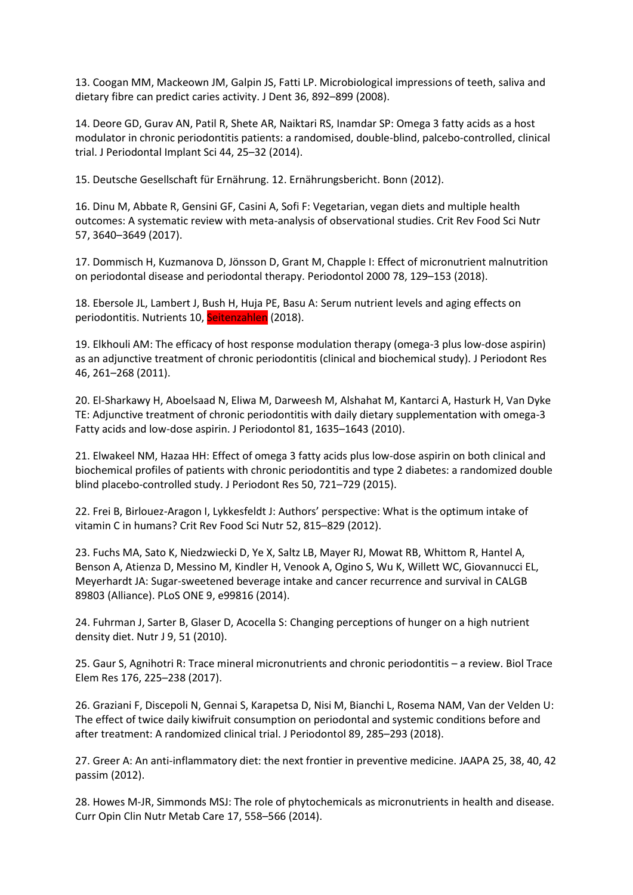13. Coogan MM, Mackeown JM, Galpin JS, Fatti LP. Microbiological impressions of teeth, saliva and dietary fibre can predict caries activity. J Dent 36, 892–899 (2008).

14. Deore GD, Gurav AN, Patil R, Shete AR, Naiktari RS, Inamdar SP: Omega 3 fatty acids as a host modulator in chronic periodontitis patients: a randomised, double-blind, palcebo-controlled, clinical trial. J Periodontal Implant Sci 44, 25–32 (2014).

15. Deutsche Gesellschaft für Ernährung. 12. Ernährungsbericht. Bonn (2012).

16. Dinu M, Abbate R, Gensini GF, Casini A, Sofi F: Vegetarian, vegan diets and multiple health outcomes: A systematic review with meta-analysis of observational studies. Crit Rev Food Sci Nutr 57, 3640–3649 (2017).

17. Dommisch H, Kuzmanova D, Jönsson D, Grant M, Chapple I: Effect of micronutrient malnutrition on periodontal disease and periodontal therapy. Periodontol 2000 78, 129–153 (2018).

18. Ebersole JL, Lambert J, Bush H, Huja PE, Basu A: Serum nutrient levels and aging effects on periodontitis. Nutrients 10, Seitenzahlen (2018).

19. Elkhouli AM: The efficacy of host response modulation therapy (omega-3 plus low-dose aspirin) as an adjunctive treatment of chronic periodontitis (clinical and biochemical study). J Periodont Res 46, 261–268 (2011).

20. El-Sharkawy H, Aboelsaad N, Eliwa M, Darweesh M, Alshahat M, Kantarci A, Hasturk H, Van Dyke TE: Adjunctive treatment of chronic periodontitis with daily dietary supplementation with omega-3 Fatty acids and low-dose aspirin. J Periodontol 81, 1635–1643 (2010).

21. Elwakeel NM, Hazaa HH: Effect of omega 3 fatty acids plus low-dose aspirin on both clinical and biochemical profiles of patients with chronic periodontitis and type 2 diabetes: a randomized double blind placebo-controlled study. J Periodont Res 50, 721–729 (2015).

22. Frei B, Birlouez-Aragon I, Lykkesfeldt J: Authors' perspective: What is the optimum intake of vitamin C in humans? Crit Rev Food Sci Nutr 52, 815–829 (2012).

23. Fuchs MA, Sato K, Niedzwiecki D, Ye X, Saltz LB, Mayer RJ, Mowat RB, Whittom R, Hantel A, Benson A, Atienza D, Messino M, Kindler H, Venook A, Ogino S, Wu K, Willett WC, Giovannucci EL, Meyerhardt JA: Sugar-sweetened beverage intake and cancer recurrence and survival in CALGB 89803 (Alliance). PLoS ONE 9, e99816 (2014).

24. Fuhrman J, Sarter B, Glaser D, Acocella S: Changing perceptions of hunger on a high nutrient density diet. Nutr J 9, 51 (2010).

25. Gaur S, Agnihotri R: Trace mineral micronutrients and chronic periodontitis – a review. Biol Trace Elem Res 176, 225–238 (2017).

26. Graziani F, Discepoli N, Gennai S, Karapetsa D, Nisi M, Bianchi L, Rosema NAM, Van der Velden U: The effect of twice daily kiwifruit consumption on periodontal and systemic conditions before and after treatment: A randomized clinical trial. J Periodontol 89, 285–293 (2018).

27. Greer A: An anti-inflammatory diet: the next frontier in preventive medicine. JAAPA 25, 38, 40, 42 passim (2012).

28. Howes M-JR, Simmonds MSJ: The role of phytochemicals as micronutrients in health and disease. Curr Opin Clin Nutr Metab Care 17, 558–566 (2014).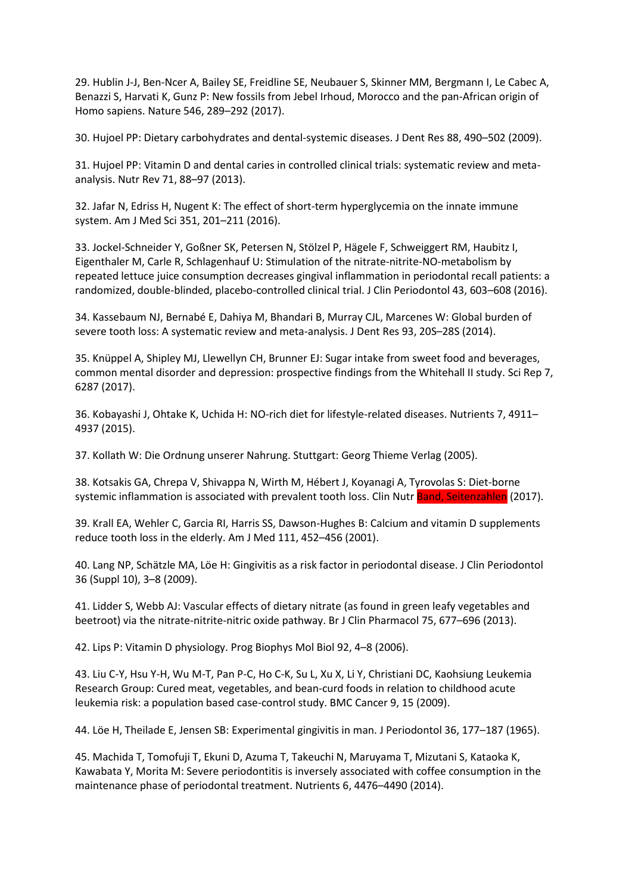29. Hublin J-J, Ben-Ncer A, Bailey SE, Freidline SE, Neubauer S, Skinner MM, Bergmann I, Le Cabec A, Benazzi S, Harvati K, Gunz P: New fossils from Jebel Irhoud, Morocco and the pan-African origin of Homo sapiens. Nature 546, 289–292 (2017).

30. Hujoel PP: Dietary carbohydrates and dental-systemic diseases. J Dent Res 88, 490–502 (2009).

31. Hujoel PP: Vitamin D and dental caries in controlled clinical trials: systematic review and meta-analysis. Nutr Rev 71, 88–97 (2013).

32. Jafar N, Edriss H, Nugent K: The effect of short-term hyperglycemia on the innate immune system. Am J Med Sci 351, 201–211 (2016).

33. Jockel-Schneider Y, Goßner SK, Petersen N, Stölzel P, Hägele F, Schweiggert RM, Haubitz I, Eigenthaler M, Carle R, Schlagenhauf U: Stimulation of the nitrate-nitrite-NO-metabolism by repeated lettuce juice consumption decreases gingival inflammation in periodontal recall patients: a randomized, double-blinded, placebo-controlled clinical trial. J Clin Periodontol 43, 603–608 (2016).

34. Kassebaum NJ, Bernabé E, Dahiya M, Bhandari B, Murray CJL, Marcenes W: Global burden of severe tooth loss: A systematic review and meta-analysis. J Dent Res 93, 20S–28S (2014).

35. Knüppel A, Shipley MJ, Llewellyn CH, Brunner EJ: Sugar intake from sweet food and beverages, common mental disorder and depression: prospective findings from the Whitehall II study. Sci Rep 7, 6287 (2017).

36. Kobayashi J, Ohtake K, Uchida H: NO-rich diet for lifestyle-related diseases. Nutrients 7, 4911–4937 (2015).

37. Kollath W: Die Ordnung unserer Nahrung. Stuttgart: Georg Thieme Verlag (2005).

38. Kotsakis GA, Chrepa V, Shivappa N, Wirth M, Hébert J, Koyanagi A, Tyrovolas S: Diet-borne systemic inflammation is associated with prevalent tooth loss. Clin Nutr Band, Seitenzahlen (2017).

39. Krall EA, Wehler C, Garcia RI, Harris SS, Dawson-Hughes B: Calcium and vitamin D supplements reduce tooth loss in the elderly. Am J Med 111, 452–456 (2001).

40. Lang NP, Schätzle MA, Löe H: Gingivitis as a risk factor in periodontal disease. J Clin Periodontol 36 (Suppl 10), 3–8 (2009).

41. Lidder S, Webb AJ: Vascular effects of dietary nitrate (as found in green leafy vegetables and beetroot) via the nitrate-nitrite-nitric oxide pathway. Br J Clin Pharmacol 75, 677–696 (2013).

42. Lips P: Vitamin D physiology. Prog Biophys Mol Biol 92, 4–8 (2006).

43. Liu C-Y, Hsu Y-H, Wu M-T, Pan P-C, Ho C-K, Su L, Xu X, Li Y, Christiani DC, Kaohsiung Leukemia Research Group: Cured meat, vegetables, and bean-curd foods in relation to childhood acute leukemia risk: a population based case-control study. BMC Cancer 9, 15 (2009).

44. Löe H, Theilade E, Jensen SB: Experimental gingivitis in man. J Periodontol 36, 177–187 (1965).

45. Machida T, Tomofuji T, Ekuni D, Azuma T, Takeuchi N, Maruyama T, Mizutani S, Kataoka K, Kawabata Y, Morita M: Severe periodontitis is inversely associated with coffee consumption in the maintenance phase of periodontal treatment. Nutrients 6, 4476–4490 (2014).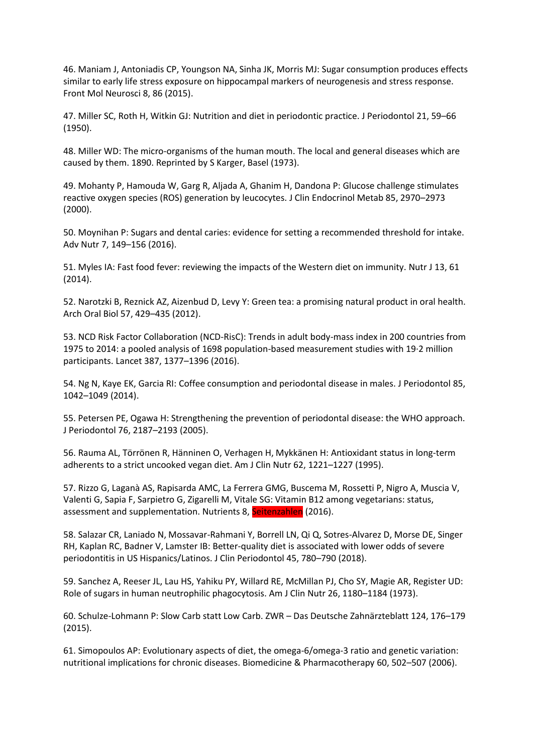46. Maniam J, Antoniadis CP, Youngson NA, Sinha JK, Morris MJ: Sugar consumption produces effects similar to early life stress exposure on hippocampal markers of neurogenesis and stress response. Front Mol Neurosci 8, 86 (2015).

47. Miller SC, Roth H, Witkin GJ: Nutrition and diet in periodontic practice. J Periodontol 21, 59–66 (1950).

48. Miller WD: The micro-organisms of the human mouth. The local and general diseases which are caused by them. 1890. Reprinted by S Karger, Basel (1973).

49. Mohanty P, Hamouda W, Garg R, Aljada A, Ghanim H, Dandona P: Glucose challenge stimulates reactive oxygen species (ROS) generation by leucocytes. J Clin Endocrinol Metab 85, 2970–2973 (2000).

50. Moynihan P: Sugars and dental caries: evidence for setting a recommended threshold for intake. Adv Nutr 7, 149–156 (2016).

51. Myles IA: Fast food fever: reviewing the impacts of the Western diet on immunity. Nutr J 13, 61 (2014).

52. Narotzki B, Reznick AZ, Aizenbud D, Levy Y: Green tea: a promising natural product in oral health. Arch Oral Biol 57, 429–435 (2012).

53. NCD Risk Factor Collaboration (NCD-RisC): Trends in adult body-mass index in 200 countries from 1975 to 2014: a pooled analysis of 1698 population-based measurement studies with 19·2 million participants. Lancet 387, 1377–1396 (2016).

54. Ng N, Kaye EK, Garcia RI: Coffee consumption and periodontal disease in males. J Periodontol 85, 1042–1049 (2014).

55. Petersen PE, Ogawa H: Strengthening the prevention of periodontal disease: the WHO approach. J Periodontol 76, 2187–2193 (2005).

56. Rauma AL, Törrönen R, Hänninen O, Verhagen H, Mykkänen H: Antioxidant status in long-term adherents to a strict uncooked vegan diet. Am J Clin Nutr 62, 1221–1227 (1995).

57. Rizzo G, Laganà AS, Rapisarda AMC, La Ferrera GMG, Buscema M, Rossetti P, Nigro A, Muscia V, Valenti G, Sapia F, Sarpietro G, Zigarelli M, Vitale SG: Vitamin B12 among vegetarians: status, assessment and supplementation. Nutrients 8, Seitenzahlen (2016).

58. Salazar CR, Laniado N, Mossavar-Rahmani Y, Borrell LN, Qi Q, Sotres-Alvarez D, Morse DE, Singer RH, Kaplan RC, Badner V, Lamster IB: Better-quality diet is associated with lower odds of severe periodontitis in US Hispanics/Latinos. J Clin Periodontol 45, 780–790 (2018).

59. Sanchez A, Reeser JL, Lau HS, Yahiku PY, Willard RE, McMillan PJ, Cho SY, Magie AR, Register UD: Role of sugars in human neutrophilic phagocytosis. Am J Clin Nutr 26, 1180–1184 (1973).

60. Schulze-Lohmann P: Slow Carb statt Low Carb. ZWR – Das Deutsche Zahnärzteblatt 124, 176–179 (2015).

61. Simopoulos AP: Evolutionary aspects of diet, the omega-6/omega-3 ratio and genetic variation: nutritional implications for chronic diseases. Biomedicine & Pharmacotherapy 60, 502–507 (2006).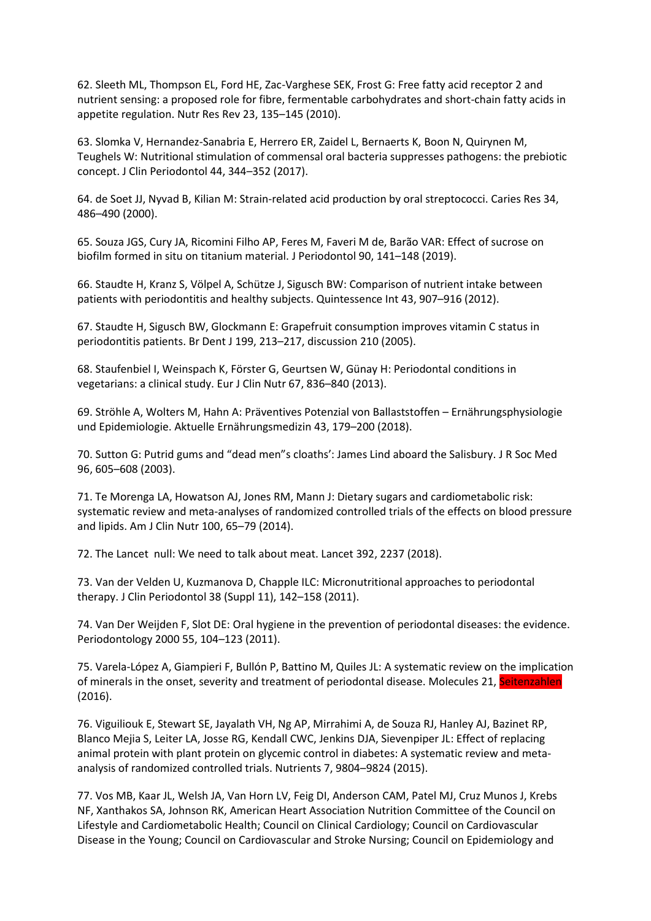62. Sleeth ML, Thompson EL, Ford HE, Zac-Varghese SEK, Frost G: Free fatty acid receptor 2 and nutrient sensing: a proposed role for fibre, fermentable carbohydrates and short-chain fatty acids in appetite regulation. Nutr Res Rev 23, 135–145 (2010).

63. Slomka V, Hernandez-Sanabria E, Herrero ER, Zaidel L, Bernaerts K, Boon N, Quirynen M, Teughels W: Nutritional stimulation of commensal oral bacteria suppresses pathogens: the prebiotic concept. J Clin Periodontol 44, 344–352 (2017).

64. de Soet JJ, Nyvad B, Kilian M: Strain-related acid production by oral streptococci. Caries Res 34, 486–490 (2000).

65. Souza JGS, Cury JA, Ricomini Filho AP, Feres M, Faveri M de, Barão VAR: Effect of sucrose on biofilm formed in situ on titanium material. J Periodontol 90, 141–148 (2019).

66. Staudte H, Kranz S, Völpel A, Schütze J, Sigusch BW: Comparison of nutrient intake between patients with periodontitis and healthy subjects. Quintessence Int 43, 907–916 (2012).

67. Staudte H, Sigusch BW, Glockmann E: Grapefruit consumption improves vitamin C status in periodontitis patients. Br Dent J 199, 213–217, discussion 210 (2005).

68. Staufenbiel I, Weinspach K, Förster G, Geurtsen W, Günay H: Periodontal conditions in vegetarians: a clinical study. Eur J Clin Nutr 67, 836–840 (2013).

69. Ströhle A, Wolters M, Hahn A: Präventives Potenzial von Ballaststoffen – Ernährungsphysiologie und Epidemiologie. Aktuelle Ernährungsmedizin 43, 179–200 (2018).

70. Sutton G: Putrid gums and "dead men"s cloaths': James Lind aboard the Salisbury. J R Soc Med 96, 605–608 (2003).

71. Te Morenga LA, Howatson AJ, Jones RM, Mann J: Dietary sugars and cardiometabolic risk: systematic review and meta-analyses of randomized controlled trials of the effects on blood pressure and lipids. Am J Clin Nutr 100, 65–79 (2014).

72. The Lancet null: We need to talk about meat. Lancet 392, 2237 (2018).

73. Van der Velden U, Kuzmanova D, Chapple ILC: Micronutritional approaches to periodontal therapy. J Clin Periodontol 38 (Suppl 11), 142–158 (2011).

74. Van Der Weijden F, Slot DE: Oral hygiene in the prevention of periodontal diseases: the evidence. Periodontology 2000 55, 104–123 (2011).

75. Varela-López A, Giampieri F, Bullón P, Battino M, Quiles JL: A systematic review on the implication of minerals in the onset, severity and treatment of periodontal disease. Molecules 21, Seitenzahlen (2016).

76. Viguiliouk E, Stewart SE, Jayalath VH, Ng AP, Mirrahimi A, de Souza RJ, Hanley AJ, Bazinet RP, Blanco Mejia S, Leiter LA, Josse RG, Kendall CWC, Jenkins DJA, Sievenpiper JL: Effect of replacing animal protein with plant protein on glycemic control in diabetes: A systematic review and meta-analysis of randomized controlled trials. Nutrients 7, 9804–9824 (2015).

77. Vos MB, Kaar JL, Welsh JA, Van Horn LV, Feig DI, Anderson CAM, Patel MJ, Cruz Munos J, Krebs NF, Xanthakos SA, Johnson RK, American Heart Association Nutrition Committee of the Council on Lifestyle and Cardiometabolic Health; Council on Clinical Cardiology; Council on Cardiovascular Disease in the Young; Council on Cardiovascular and Stroke Nursing; Council on Epidemiology and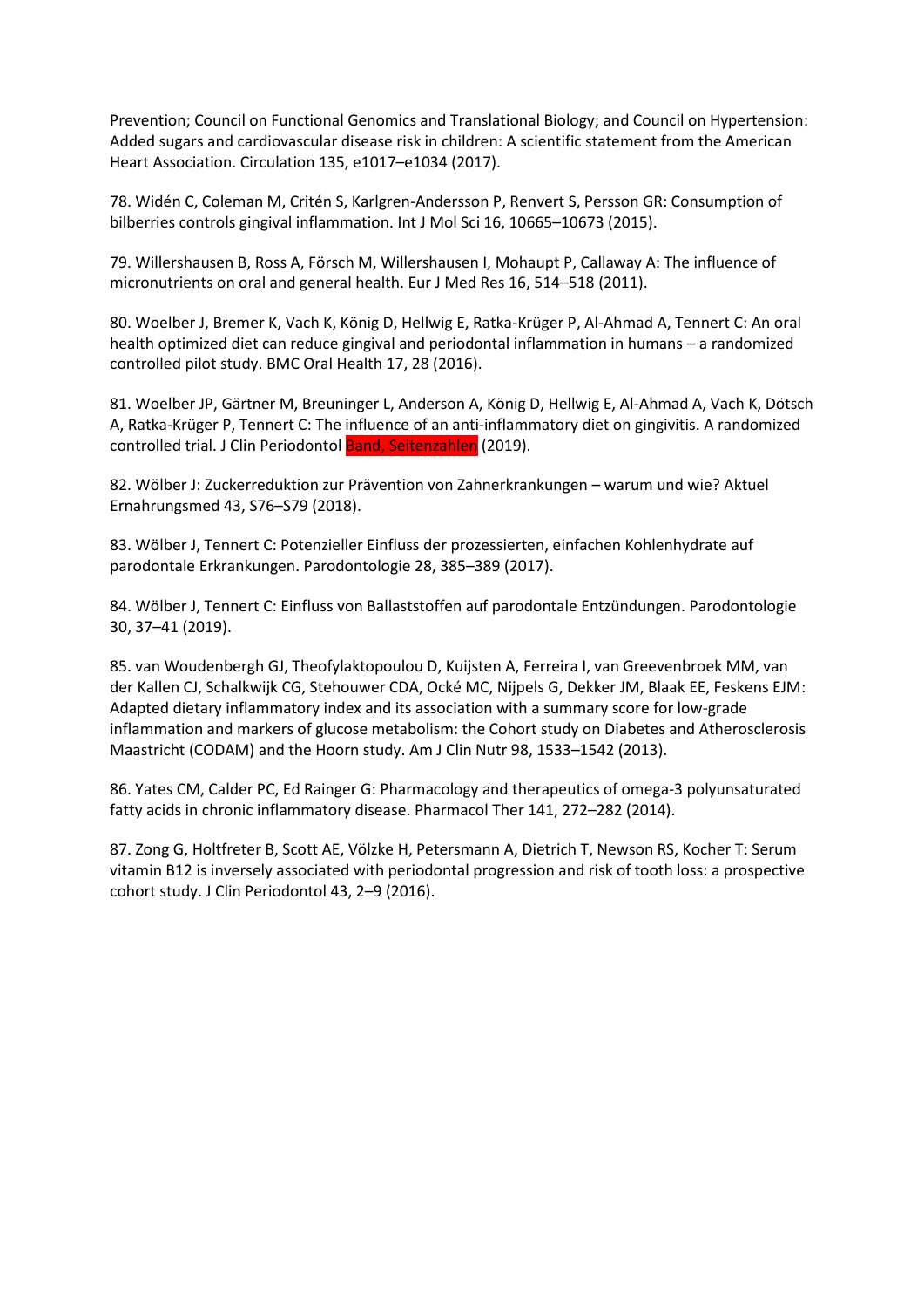Prevention; Council on Functional Genomics and Translational Biology; and Council on Hypertension: Added sugars and cardiovascular disease risk in children: A scientific statement from the American Heart Association. Circulation 135, e1017–e1034 (2017).

78. Widén C, Coleman M, Critén S, Karlgren-Andersson P, Renvert S, Persson GR: Consumption of bilberries controls gingival inflammation. Int J Mol Sci 16, 10665–10673 (2015).

79. Willershausen B, Ross A, Försch M, Willershausen I, Mohaupt P, Callaway A: The influence of micronutrients on oral and general health. Eur J Med Res 16, 514–518 (2011).

80. Woelber J, Bremer K, Vach K, König D, Hellwig E, Ratka-Krüger P, Al-Ahmad A, Tennert C: An oral health optimized diet can reduce gingival and periodontal inflammation in humans – a randomized controlled pilot study. BMC Oral Health 17, 28 (2016).

81. Woelber JP, Gärtner M, Breuninger L, Anderson A, König D, Hellwig E, Al-Ahmad A, Vach K, Dötsch A, Ratka-Krüger P, Tennert C: The influence of an anti-inflammatory diet on gingivitis. A randomized controlled trial. J Clin Periodontol Band, Seitenzahlen (2019).

82. Wölber J: Zuckerreduktion zur Prävention von Zahnerkrankungen – warum und wie? Aktuel Ernahrungsmed 43, S76–S79 (2018).

83. Wölber J, Tennert C: Potenzieller Einfluss der prozessierten, einfachen Kohlenhydrate auf parodontale Erkrankungen. Parodontologie 28, 385–389 (2017).

84. Wölber J, Tennert C: Einfluss von Ballaststoffen auf parodontale Entzündungen. Parodontologie 30, 37–41 (2019).

85. van Woudenbergh GJ, Theofylaktopoulou D, Kuijsten A, Ferreira I, van Greevenbroek MM, van der Kallen CJ, Schalkwijk CG, Stehouwer CDA, Ocké MC, Nijpels G, Dekker JM, Blaak EE, Feskens EJM: Adapted dietary inflammatory index and its association with a summary score for low-grade inflammation and markers of glucose metabolism: the Cohort study on Diabetes and Atherosclerosis Maastricht (CODAM) and the Hoorn study. Am J Clin Nutr 98, 1533–1542 (2013).

86. Yates CM, Calder PC, Ed Rainger G: Pharmacology and therapeutics of omega-3 polyunsaturated fatty acids in chronic inflammatory disease. Pharmacol Ther 141, 272–282 (2014).

87. Zong G, Holtfreter B, Scott AE, Völzke H, Petersmann A, Dietrich T, Newson RS, Kocher T: Serum vitamin B12 is inversely associated with periodontal progression and risk of tooth loss: a prospective cohort study. J Clin Periodontol 43, 2–9 (2016).